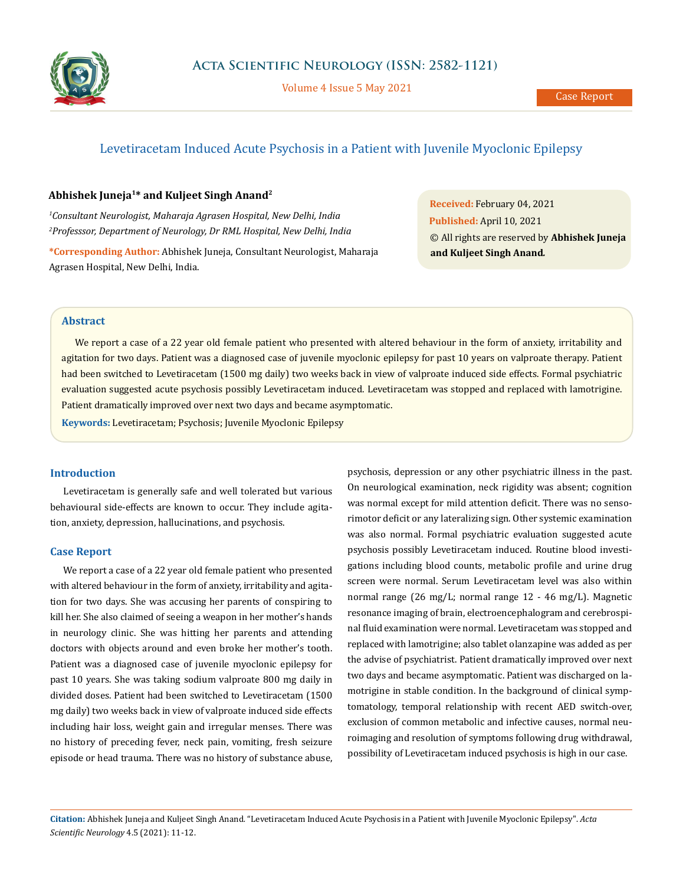# Levetiracetam Induced Acute Psychosis in a Patient with Juvenile Myoclonic Epilepsy

**Abhishek Juneja[1]* and Kuljeet Singh Anand[2]**

*[1]Consultant Neurologist, Maharaja Agrasen Hospital, New Delhi, India*
*[2]Professsor, Department of Neurology, Dr RML Hospital, New Delhi, India*

**\*Corresponding Author:** Abhishek Juneja, Consultant Neurologist, Maharaja Agrasen Hospital, New Delhi, India.

**Received:** February 04, 2021
**Published:** April 10, 2021
© All rights are reserved by **Abhishek Juneja and Kuljeet Singh Anand.**

## Abstract

We report a case of a 22 year old female patient who presented with altered behaviour in the form of anxiety, irritability and agitation for two days. Patient was a diagnosed case of juvenile myoclonic epilepsy for past 10 years on valproate therapy. Patient had been switched to Levetiracetam (1500 mg daily) two weeks back in view of valproate induced side effects. Formal psychiatric evaluation suggested acute psychosis possibly Levetiracetam induced. Levetiracetam was stopped and replaced with lamotrigine. Patient dramatically improved over next two days and became asymptomatic.

**Keywords:** Levetiracetam; Psychosis; Juvenile Myoclonic Epilepsy

## Introduction

Levetiracetam is generally safe and well tolerated but various behavioural side-effects are known to occur. They include agitation, anxiety, depression, hallucinations, and psychosis.

## Case Report

We report a case of a 22 year old female patient who presented with altered behaviour in the form of anxiety, irritability and agitation for two days. She was accusing her parents of conspiring to kill her. She also claimed of seeing a weapon in her mother's hands in neurology clinic. She was hitting her parents and attending doctors with objects around and even broke her mother's tooth. Patient was a diagnosed case of juvenile myoclonic epilepsy for past 10 years. She was taking sodium valproate 800 mg daily in divided doses. Patient had been switched to Levetiracetam (1500 mg daily) two weeks back in view of valproate induced side effects including hair loss, weight gain and irregular menses. There was no history of preceding fever, neck pain, vomiting, fresh seizure episode or head trauma. There was no history of substance abuse, psychosis, depression or any other psychiatric illness in the past. On neurological examination, neck rigidity was absent; cognition was normal except for mild attention deficit. There was no sensorimotor deficit or any lateralizing sign. Other systemic examination was also normal. Formal psychiatric evaluation suggested acute psychosis possibly Levetiracetam induced. Routine blood investigations including blood counts, metabolic profile and urine drug screen were normal. Serum Levetiracetam level was also within normal range (26 mg/L; normal range 12 - 46 mg/L). Magnetic resonance imaging of brain, electroencephalogram and cerebrospinal fluid examination were normal. Levetiracetam was stopped and replaced with lamotrigine; also tablet olanzapine was added as per the advise of psychiatrist. Patient dramatically improved over next two days and became asymptomatic. Patient was discharged on lamotrigine in stable condition. In the background of clinical symptomatology, temporal relationship with recent AED switch-over, exclusion of common metabolic and infective causes, normal neuroimaging and resolution of symptoms following drug withdrawal, possibility of Levetiracetam induced psychosis is high in our case.

**Citation:** Abhishek Juneja and Kuljeet Singh Anand. "Levetiracetam Induced Acute Psychosis in a Patient with Juvenile Myoclonic Epilepsy". *Acta Scientific Neurology* 4.5 (2021): 11-12.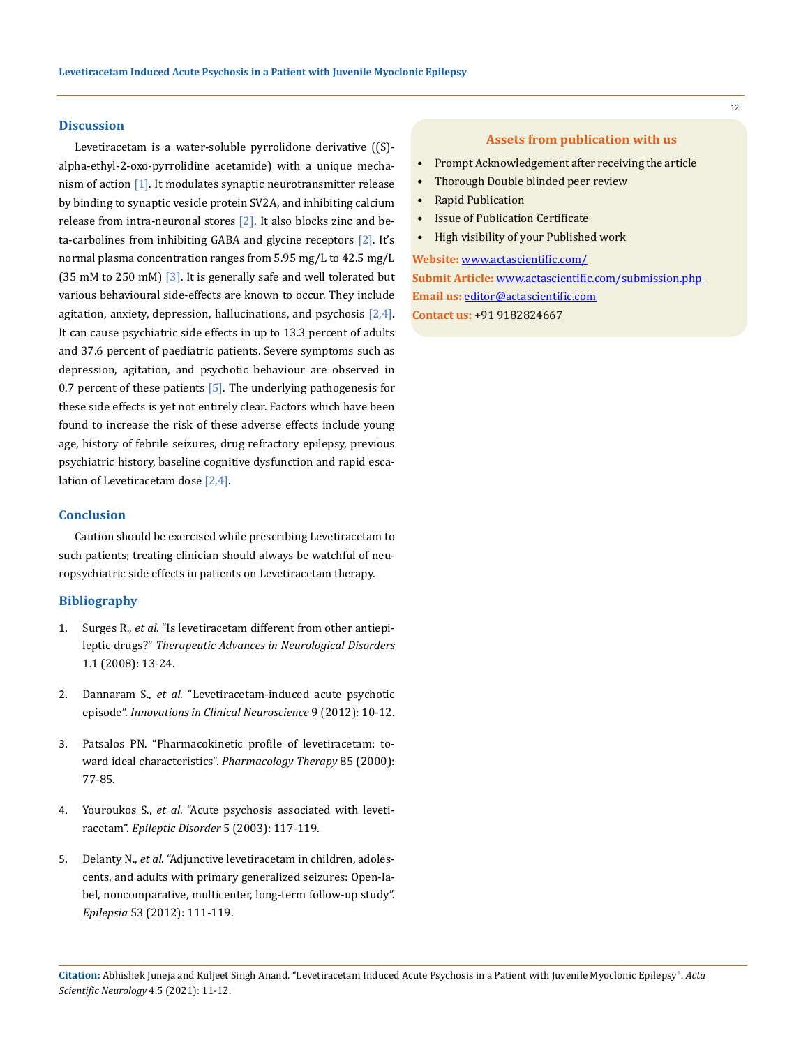## Discussion

Levetiracetam is a water-soluble pyrrolidone derivative ((S)-alpha-ethyl-2-oxo-pyrrolidine acetamide) with a unique mechanism of action [1]. It modulates synaptic neurotransmitter release by binding to synaptic vesicle protein SV2A, and inhibiting calcium release from intra-neuronal stores [2]. It also blocks zinc and beta-carbolines from inhibiting GABA and glycine receptors [2]. It's normal plasma concentration ranges from 5.95 mg/L to 42.5 mg/L (35 mM to 250 mM) [3]. It is generally safe and well tolerated but various behavioural side-effects are known to occur. They include agitation, anxiety, depression, hallucinations, and psychosis [2,4]. It can cause psychiatric side effects in up to 13.3 percent of adults and 37.6 percent of paediatric patients. Severe symptoms such as depression, agitation, and psychotic behaviour are observed in 0.7 percent of these patients [5]. The underlying pathogenesis for these side effects is yet not entirely clear. Factors which have been found to increase the risk of these adverse effects include young age, history of febrile seizures, drug refractory epilepsy, previous psychiatric history, baseline cognitive dysfunction and rapid escalation of Levetiracetam dose [2,4].

## Conclusion

Caution should be exercised while prescribing Levetiracetam to such patients; treating clinician should always be watchful of neuropsychiatric side effects in patients on Levetiracetam therapy.

## Bibliography

1. Surges R., *et al.* "Is levetiracetam different from other antiepileptic drugs?" *Therapeutic Advances in Neurological Disorders* 1.1 (2008): 13-24.
2. Dannaram S., *et al.* "Levetiracetam-induced acute psychotic episode". *Innovations in Clinical Neuroscience* 9 (2012): 10-12.
3. Patsalos PN. "Pharmacokinetic profile of levetiracetam: toward ideal characteristics". *Pharmacology Therapy* 85 (2000): 77-85.
4. Youroukos S., *et al*. "Acute psychosis associated with levetiracetam". *Epileptic Disorder* 5 (2003): 117-119.
5. Delanty N., *et al*. "Adjunctive levetiracetam in children, adolescents, and adults with primary generalized seizures: Open-label, noncomparative, multicenter, long-term follow-up study". *Epilepsia* 53 (2012): 111-119.

### Assets from publication with us

- Prompt Acknowledgement after receiving the article
- Thorough Double blinded peer review
- Rapid Publication
- Issue of Publication Certificate
- High visibility of your Published work

**Website:** www.actascientific.com/

**Submit Article:** www.actascientific.com/submission.php

**Email us:** editor@actascientific.com

**Contact us:** +91 9182824667